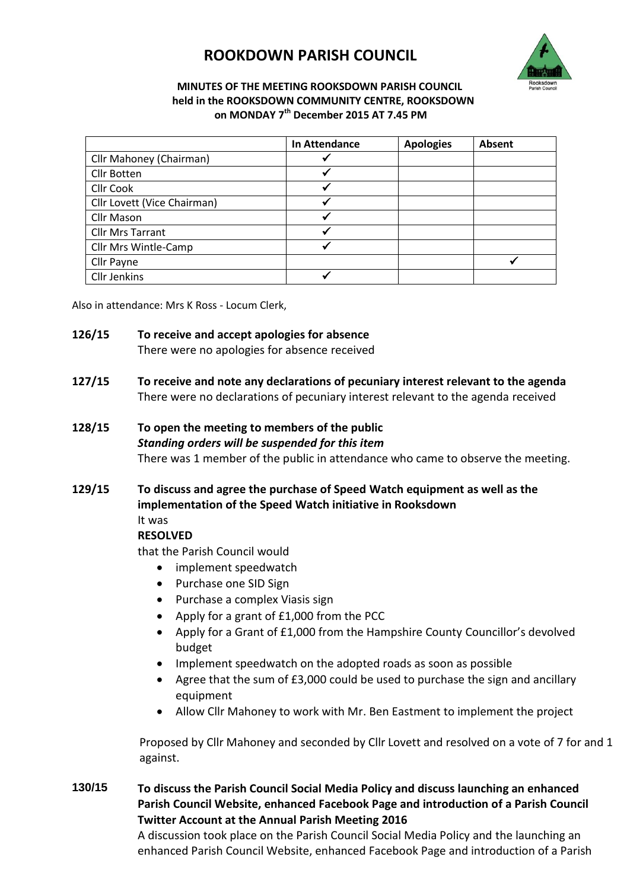# ROOKDOWN PARISH COUNCIL

**MINUTES OF THE MEETING ROOKSDOWN PARISH COUNCIL held in the ROOKSDOWN COMMUNITY CENTRE, ROOKSDOWN on MONDAY 7th December 2015 AT 7.45 PM**

| | In Attendance | Apologies | Absent |
|---|---|---|---|
| Cllr Mahoney (Chairman) | ✓ | | |
| Cllr Botten | ✓ | | |
| Cllr Cook | ✓ | | |
| Cllr Lovett (Vice Chairman) | ✓ | | |
| Cllr Mason | ✓ | | |
| Cllr Mrs Tarrant | ✓ | | |
| Cllr Mrs Wintle-Camp | ✓ | | |
| Cllr Payne | | | ✓ |
| Cllr Jenkins | ✓ | | |

Also in attendance: Mrs K Ross - Locum Clerk,

**126/15 To receive and accept apologies for absence**

There were no apologies for absence received

**127/15 To receive and note any declarations of pecuniary interest relevant to the agenda**

There were no declarations of pecuniary interest relevant to the agenda received

**128/15 To open the meeting to members of the public**

***Standing orders will be suspended for this item***

There was 1 member of the public in attendance who came to observe the meeting.

**129/15 To discuss and agree the purchase of Speed Watch equipment as well as the implementation of the Speed Watch initiative in Rooksdown**

It was

**RESOLVED**

that the Parish Council would

- implement speedwatch
- Purchase one SID Sign
- Purchase a complex Viasis sign
- Apply for a grant of £1,000 from the PCC
- Apply for a Grant of £1,000 from the Hampshire County Councillor's devolved budget
- Implement speedwatch on the adopted roads as soon as possible
- Agree that the sum of £3,000 could be used to purchase the sign and ancillary equipment
- Allow Cllr Mahoney to work with Mr. Ben Eastment to implement the project

Proposed by Cllr Mahoney and seconded by Cllr Lovett and resolved on a vote of 7 for and 1 against.

**130/15 To discuss the Parish Council Social Media Policy and discuss launching an enhanced Parish Council Website, enhanced Facebook Page and introduction of a Parish Council Twitter Account at the Annual Parish Meeting 2016**

A discussion took place on the Parish Council Social Media Policy and the launching an enhanced Parish Council Website, enhanced Facebook Page and introduction of a Parish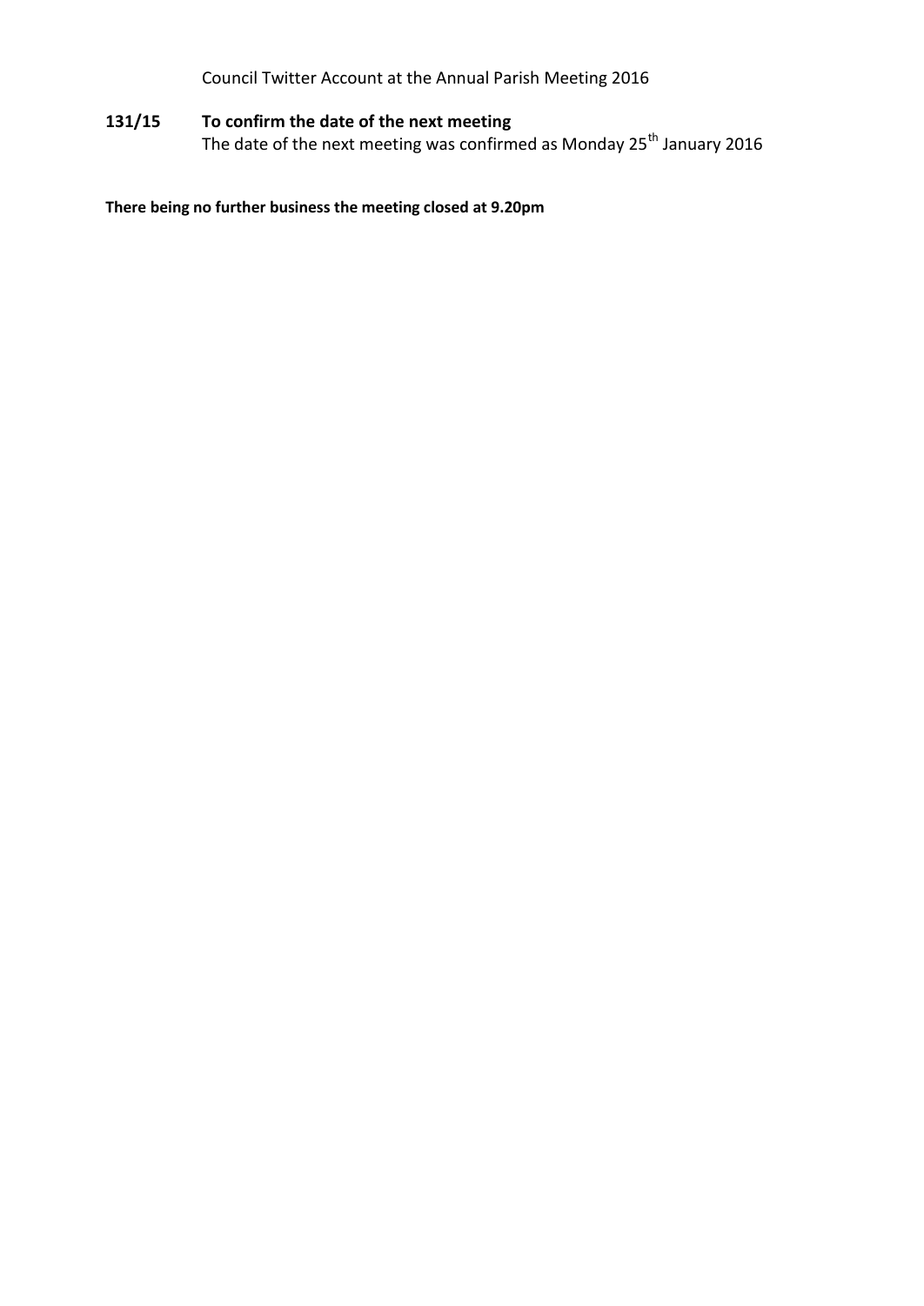Council Twitter Account at the Annual Parish Meeting 2016

**131/15 To confirm the date of the next meeting**

The date of the next meeting was confirmed as Monday 25th January 2016

**There being no further business the meeting closed at 9.20pm**